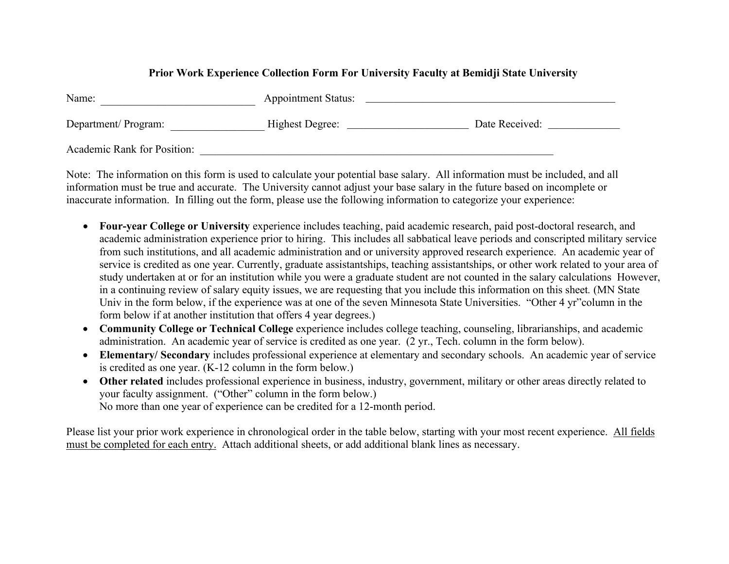### Prior Work Experience Collection Form For University Faculty at Bemidji State University

Name: ____________________________ Appointment Status: ________________________________________________

Department/ Program: _________________ Highest Degree: ______________________ Date Received: _____________

Academic Rank for Position: ____________________________________________________________________

Note: The information on this form is used to calculate your potential base salary. All information must be included, and all information must be true and accurate. The University cannot adjust your base salary in the future based on incomplete or inaccurate information. In filling out the form, please use the following information to categorize your experience:

- **Four-year College or University** experience includes teaching, paid academic research, paid post-doctoral research, and academic administration experience prior to hiring. This includes all sabbatical leave periods and conscripted military service from such institutions, and all academic administration and or university approved research experience. An academic year of service is credited as one year. Currently, graduate assistantships, teaching assistantships, or other work related to your area of study undertaken at or for an institution while you were a graduate student are not counted in the salary calculations However, in a continuing review of salary equity issues, we are requesting that you include this information on this sheet. (MN State Univ in the form below, if the experience was at one of the seven Minnesota State Universities. "Other 4 yr"column in the form below if at another institution that offers 4 year degrees.)
- **Community College or Technical College** experience includes college teaching, counseling, librarianships, and academic administration. An academic year of service is credited as one year. (2 yr., Tech. column in the form below).
- **Elementary/ Secondary** includes professional experience at elementary and secondary schools. An academic year of service is credited as one year. (K-12 column in the form below.)
- **Other related** includes professional experience in business, industry, government, military or other areas directly related to your faculty assignment. ("Other" column in the form below.)
  No more than one year of experience can be credited for a 12-month period.

Please list your prior work experience in chronological order in the table below, starting with your most recent experience. <u>All fields must be completed for each entry.</u> Attach additional sheets, or add additional blank lines as necessary.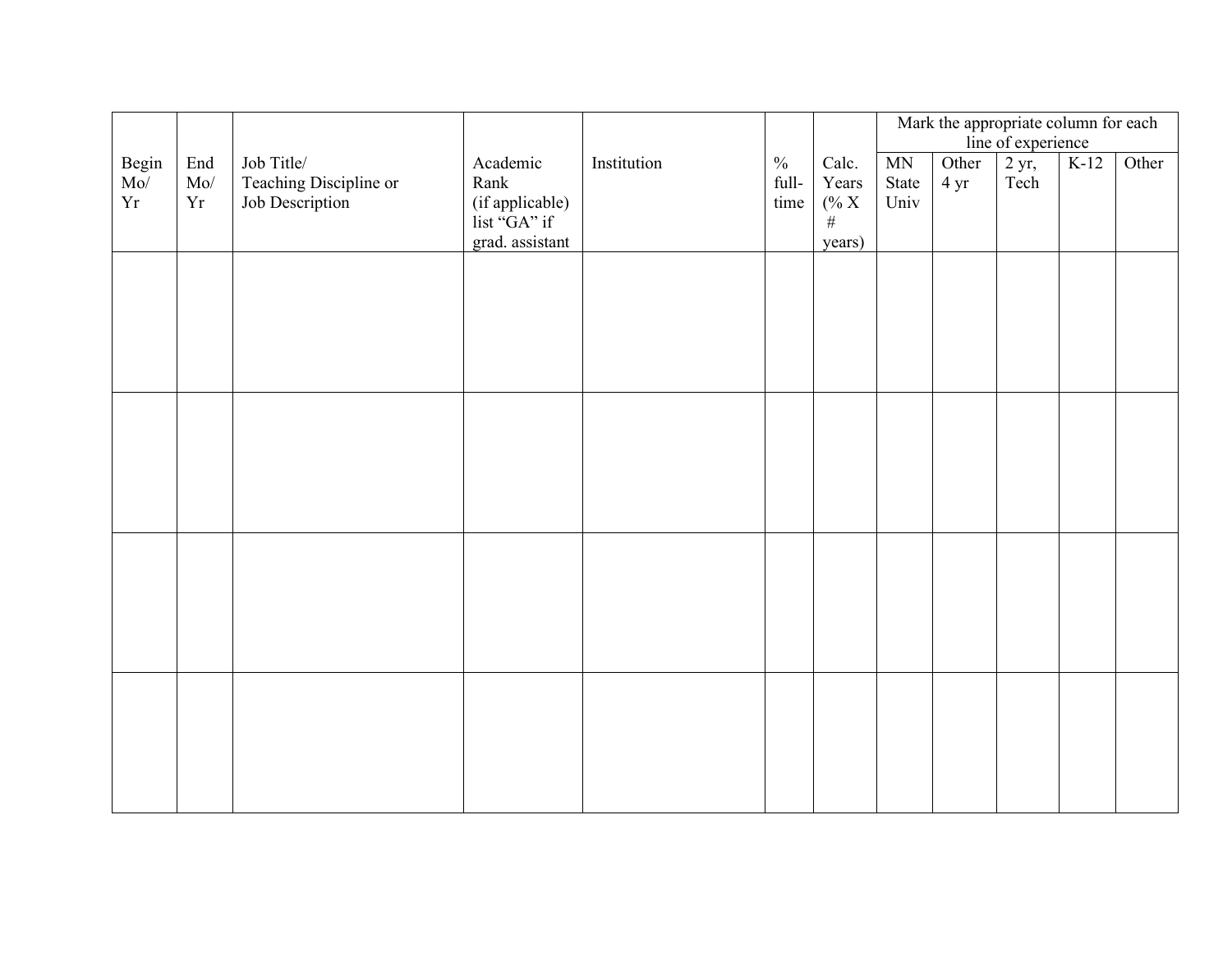| Begin Mo/ Yr | End Mo/ Yr | Job Title/ Teaching Discipline or Job Description | Academic Rank (if applicable) list "GA" if grad. assistant | Institution | % full-time | Calc. Years (% X # years) | Mark the appropriate column for each line of experience | | | | |
|---|---|---|---|---|---|---|---|---|---|---|---|
| | | | | | | | MN State Univ | Other 4 yr | 2 yr, Tech | K-12 | Other |
| | | | | | | | | | | | |
| | | | | | | | | | | | |
| | | | | | | | | | | | |
| | | | | | | | | | | | |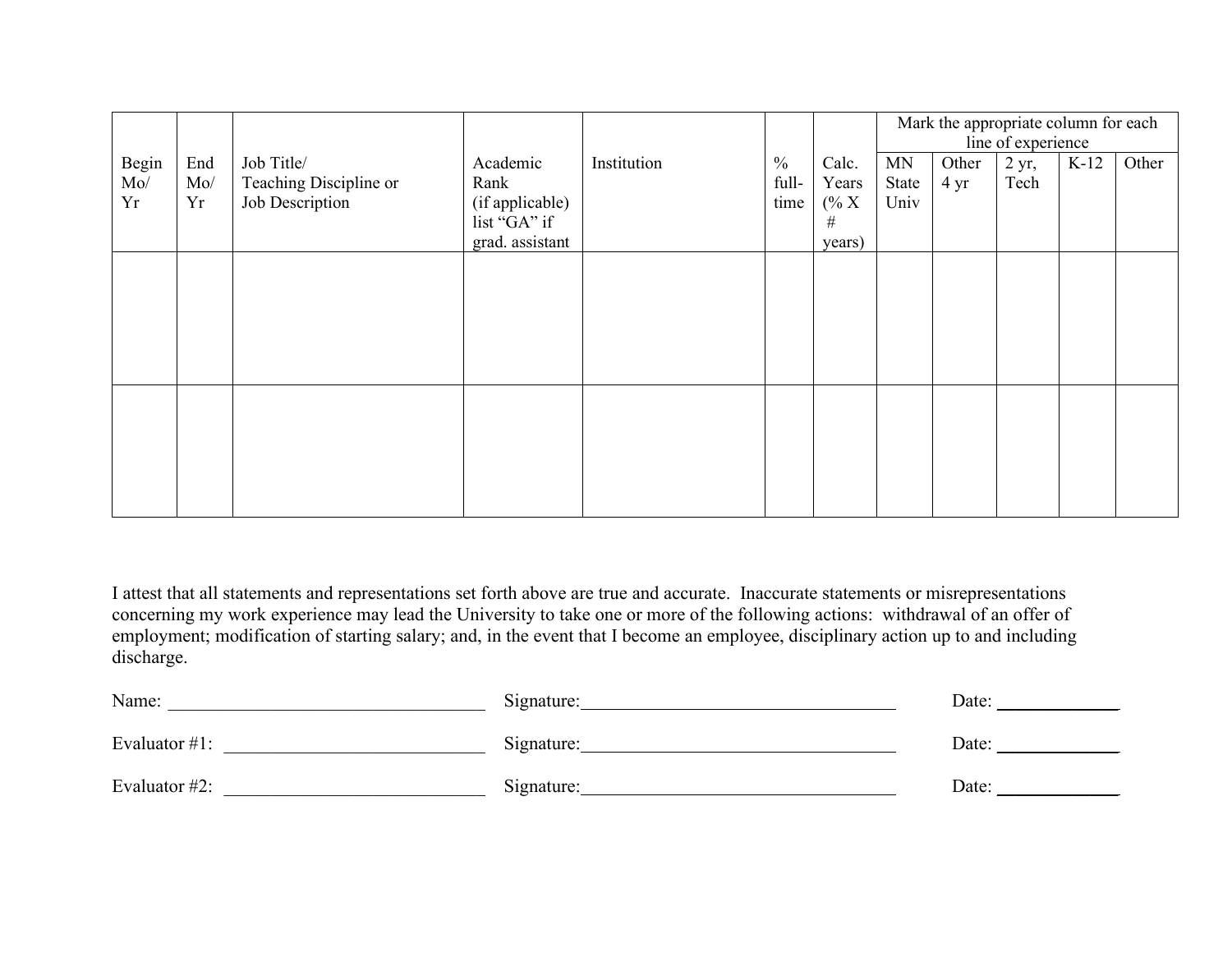| Begin Mo/ Yr | End Mo/ Yr | Job Title/ Teaching Discipline or Job Description | Academic Rank (if applicable) list "GA" if grad. assistant | Institution | % full-time | Calc. Years (% X # years) | Mark the appropriate column for each line of experience | | | | |
|---|---|---|---|---|---|---|---|---|---|---|---|
| | | | | | | | MN State Univ | Other 4 yr | 2 yr, Tech | K-12 | Other |
| | | | | | | | | | | | |
| | | | | | | | | | | | |

I attest that all statements and representations set forth above are true and accurate. Inaccurate statements or misrepresentations concerning my work experience may lead the University to take one or more of the following actions: withdrawal of an offer of employment; modification of starting salary; and, in the event that I become an employee, disciplinary action up to and including discharge.

Name: ___________________________________ Signature:___________________________________ Date: _____________

Evaluator #1: _____________________________ Signature:___________________________________ Date: _____________

Evaluator #2: _____________________________ Signature:___________________________________ Date: _____________